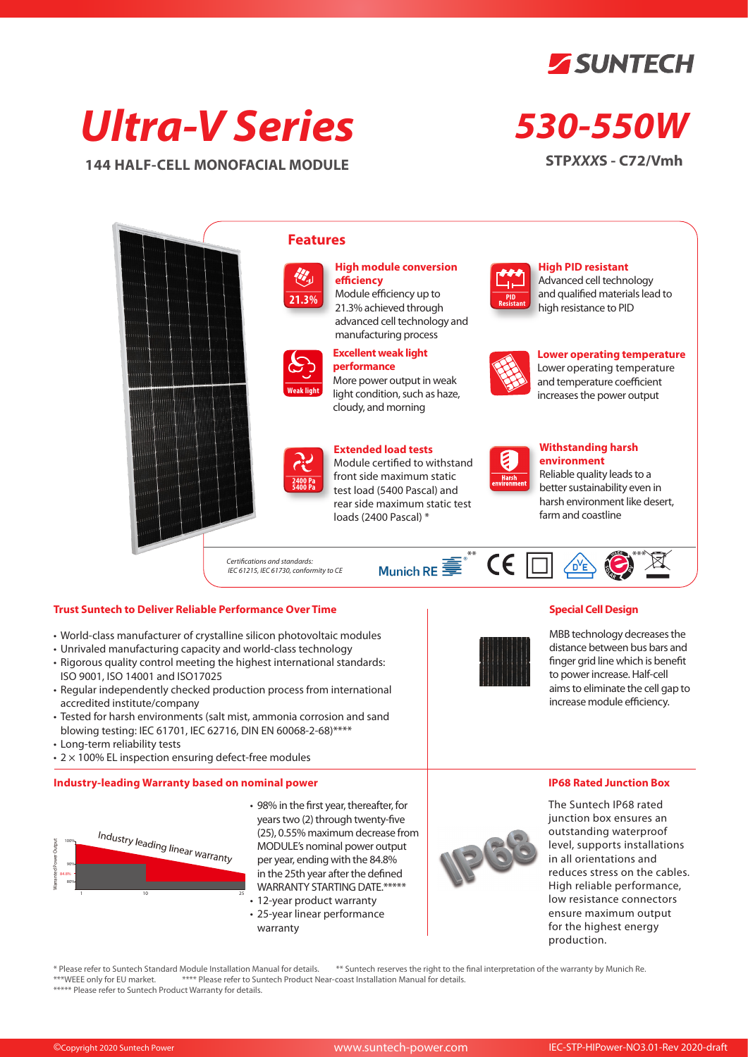SUNTECH

# Ultra-V Series

**144 HALF-CELL MONOFACIAL MODULE**

# 530-550W

**STPXXXS - C72/Vmh**

## Features

**High module conversion efficiency**
Module efficiency up to 21.3% achieved through advanced cell technology and manufacturing process

**Excellent weak light performance**
More power output in weak light condition, such as haze, cloudy, and morning

**Extended load tests**
Module certified to withstand front side maximum static test load (5400 Pascal) and rear side maximum static test loads (2400 Pascal) *

**High PID resistant**
Advanced cell technology and qualified materials lead to high resistance to PID

**Lower operating temperature**
Lower operating temperature and temperature coefficient increases the power output

**Withstanding harsh environment**
Reliable quality leads to a better sustainability even in harsh environment like desert, farm and coastline

*Certifications and standards: IEC 61215, IEC 61730, conformity to CE*

Munich RE **

### Trust Suntech to Deliver Reliable Performance Over Time

- World-class manufacturer of crystalline silicon photovoltaic modules
- Unrivaled manufacturing capacity and world-class technology
- Rigorous quality control meeting the highest international standards: ISO 9001, ISO 14001 and ISO17025
- Regular independently checked production process from international accredited institute/company
- Tested for harsh environments (salt mist, ammonia corrosion and sand blowing testing: IEC 61701, IEC 62716, DIN EN 60068-2-68)****
- Long-term reliability tests
- 2 × 100% EL inspection ensuring defect-free modules

### Special Cell Design

MBB technology decreases the distance between bus bars and finger grid line which is benefit to power increase. Half-cell aims to eliminate the cell gap to increase module efficiency.

### Industry-leading Warranty based on nominal power

- 98% in the first year, thereafter, for years two (2) through twenty-five (25), 0.55% maximum decrease from MODULE's nominal power output per year, ending with the 84.8% in the 25th year after the defined WARRANTY STARTING DATE.*****
- 12-year product warranty
- 25-year linear performance warranty

### IP68 Rated Junction Box

The Suntech IP68 rated junction box ensures an outstanding waterproof level, supports installations in all orientations and reduces stress on the cables. High reliable performance, low resistance connectors ensure maximum output for the highest energy production.

\* Please refer to Suntech Standard Module Installation Manual for details. ** Suntech reserves the right to the final interpretation of the warranty by Munich Re.
***WEEE only for EU market. **** Please refer to Suntech Product Near-coast Installation Manual for details.
***** Please refer to Suntech Product Warranty for details.

©Copyright 2020 Suntech Power www.suntech-power.com IEC-STP-HIPower-NO3.01-Rev 2020-draft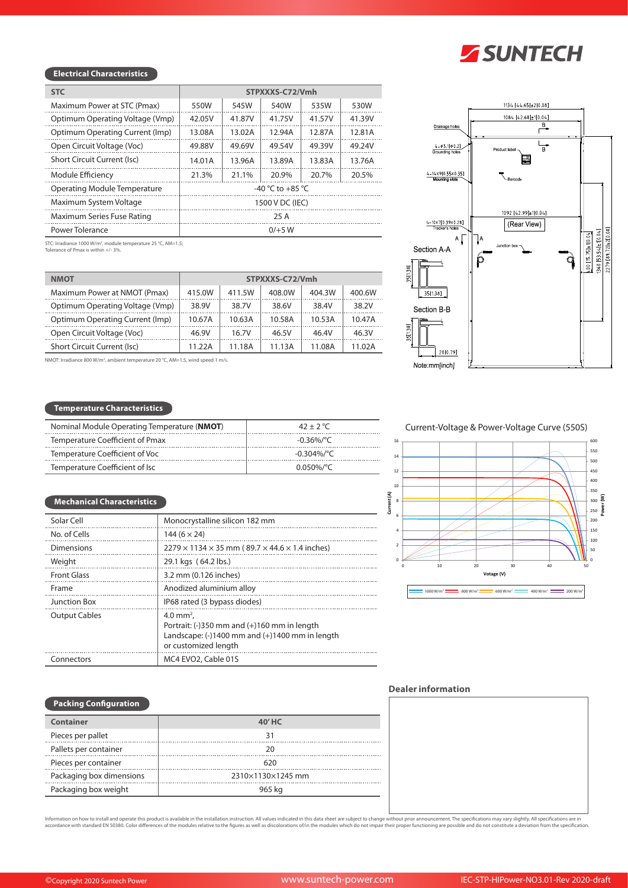## Electrical Characteristics

| STC | STPXXXS-C72/Vmh | | | | |
|---|---|---|---|---|---|
| Maximum Power at STC (Pmax) | 550W | 545W | 540W | 535W | 530W |
| Optimum Operating Voltage (Vmp) | 42.05V | 41.87V | 41.75V | 41.57V | 41.39V |
| Optimum Operating Current (Imp) | 13.08A | 13.02A | 12.94A | 12.87A | 12.81A |
| Open Circuit Voltage (Voc) | 49.88V | 49.69V | 49.54V | 49.39V | 49.24V |
| Short Circuit Current (Isc) | 14.01A | 13.96A | 13.89A | 13.83A | 13.76A |
| Module Efficiency | 21.3% | 21.1% | 20.9% | 20.7% | 20.5% |
| Operating Module Temperature | -40 °C to +85 °C | | | | |
| Maximum System Voltage | 1500 V DC (IEC) | | | | |
| Maximum Series Fuse Rating | 25 A | | | | |
| Power Tolerance | 0/+5 W | | | | |

STC: Irradiance 1000 W/m², module temperature 25 °C, AM=1.5;
Tolerance of Pmax is within +/- 3%.

| NMOT | STPXXXS-C72/Vmh | | | | |
|---|---|---|---|---|---|
| Maximum Power at NMOT (Pmax) | 415.0W | 411.5W | 408.0W | 404.3W | 400.6W |
| Optimum Operating Voltage (Vmp) | 38.9V | 38.7V | 38.6V | 38.4V | 38.2V |
| Optimum Operating Current (Imp) | 10.67A | 10.63A | 10.58A | 10.53A | 10.47A |
| Open Circuit Voltage (Voc) | 46.9V | 16.7V | 46.5V | 46.4V | 46.3V |
| Short Circuit Current (Isc) | 11.22A | 11.18A | 11.13A | 11.08A | 11.02A |

NMOT: Irradiance 800 W/m², ambient temperature 20 °C, AM=1.5, wind speed 1 m/s.

1134 [44.65]±2[0.08]
1084 [42.68]±1[0.04]
Drainage holes
B
4-ø5.1[ø0.2]
Grounding holes
Product label
B
4-14x9[0.55x0.35]
Mounting slots
Barcode
1092 [42.99]±1[0.04]
4-10x7[0.39x0.28]
Tracker's holes
(Rear View)
A
A
Section A-A
Junction box
400 [15.75]±1[0.04]
1360 [53.54]±1[0.04]
2279 [89.72]±2[0.08]
35[1.38]
35[1.38]
Section B-B
35[1.38]
20[0.79]
Note:mm[inch]

## Temperature Characteristics

| | |
|---|---|
| Nominal Module Operating Temperature (**NMOT**) | 42 ± 2 °C |
| Temperature Coefficient of Pmax | -0.36%/°C |
| Temperature Coefficient of Voc | -0.304%/°C |
| Temperature Coefficient of Isc | 0.050%/°C |

Current-Voltage & Power-Voltage Curve (550S)

Current (A)
Power (W)
Votage (V)
1000 W/m² 800 W/m² 600 W/m² 400 W/m² 200 W/m²

## Mechanical Characteristics

| | |
|---|---|
| Solar Cell | Monocrystalline silicon 182 mm |
| No. of Cells | 144 (6 × 24) |
| Dimensions | 2279 × 1134 × 35 mm ( 89.7 × 44.6 × 1.4 inches) |
| Weight | 29.1 kgs ( 64.2 lbs.) |
| Front Glass | 3.2 mm (0.126 inches) |
| Frame | Anodized aluminium alloy |
| Junction Box | IP68 rated (3 bypass diodes) |
| Output Cables | 4.0 mm², Portrait: (-)350 mm and (+)160 mm in length Landscape: (-)1400 mm and (+)1400 mm in length or customized length |
| Connectors | MC4 EVO2, Cable 01S |

## Packing Configuration

| Container | 40' HC |
|---|---|
| Pieces per pallet | 31 |
| Pallets per container | 20 |
| Pieces per container | 620 |
| Packaging box dimensions | 2310×1130×1245 mm |
| Packaging box weight | 965 kg |

## Dealer information

Information on how to install and operate this product is available in the installation instruction. All values indicated in this data sheet are subject to change without prior announcement. The specifications may vary slightly. All specifications are in accordance with standard EN 50380. Color differences of the modules relative to the figures as well as discolorations of/in the modules which do not impair their proper functioning are possible and do not constitute a deviation from the specification.

©Copyright 2020 Suntech Power www.suntech-power.com IEC-STP-HIPower-NO3.01-Rev 2020-draft